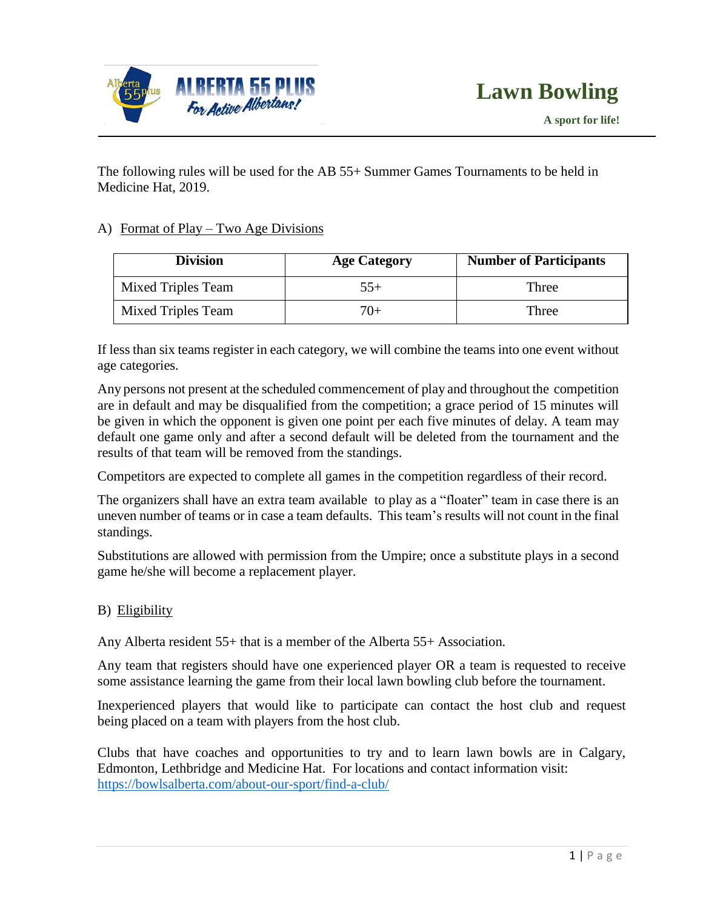# Lawn Bowling

**A sport for life!**

The following rules will be used for the AB 55+ Summer Games Tournaments to be held in Medicine Hat, 2019.

## A) Format of Play – Two Age Divisions

| Division | Age Category | Number of Participants |
|---|---|---|
| Mixed Triples Team | 55+ | Three |
| Mixed Triples Team | 70+ | Three |

If less than six teams register in each category, we will combine the teams into one event without age categories.

Any persons not present at the scheduled commencement of play and throughout the competition are in default and may be disqualified from the competition; a grace period of 15 minutes will be given in which the opponent is given one point per each five minutes of delay. A team may default one game only and after a second default will be deleted from the tournament and the results of that team will be removed from the standings.

Competitors are expected to complete all games in the competition regardless of their record.

The organizers shall have an extra team available to play as a "floater" team in case there is an uneven number of teams or in case a team defaults. This team's results will not count in the final standings.

Substitutions are allowed with permission from the Umpire; once a substitute plays in a second game he/she will become a replacement player.

## B) Eligibility

Any Alberta resident 55+ that is a member of the Alberta 55+ Association.

Any team that registers should have one experienced player OR a team is requested to receive some assistance learning the game from their local lawn bowling club before the tournament.

Inexperienced players that would like to participate can contact the host club and request being placed on a team with players from the host club.

Clubs that have coaches and opportunities to try and to learn lawn bowls are in Calgary, Edmonton, Lethbridge and Medicine Hat. For locations and contact information visit: https://bowlsalberta.com/about-our-sport/find-a-club/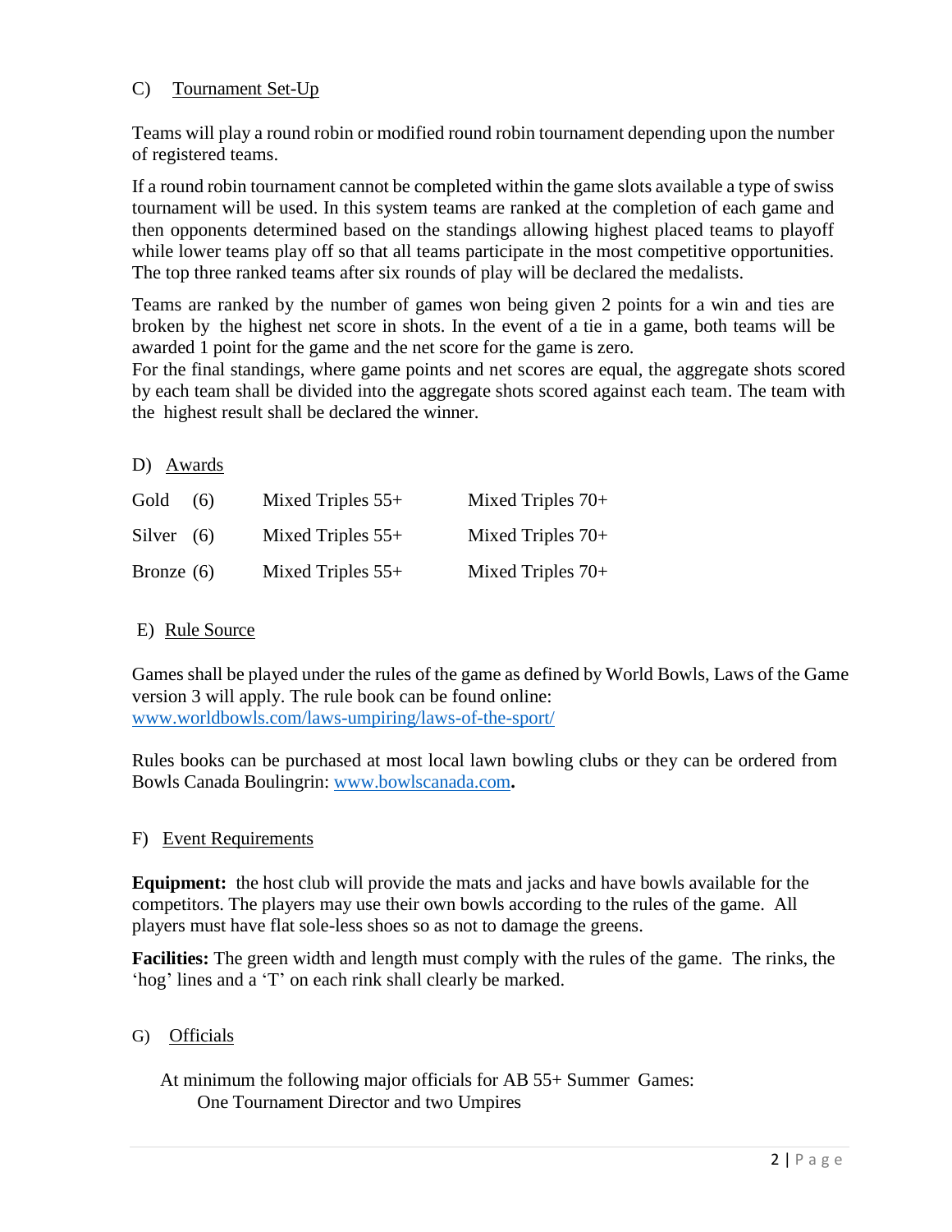## C) Tournament Set-Up

Teams will play a round robin or modified round robin tournament depending upon the number of registered teams.

If a round robin tournament cannot be completed within the game slots available a type of swiss tournament will be used. In this system teams are ranked at the completion of each game and then opponents determined based on the standings allowing highest placed teams to playoff while lower teams play off so that all teams participate in the most competitive opportunities. The top three ranked teams after six rounds of play will be declared the medalists.

Teams are ranked by the number of games won being given 2 points for a win and ties are broken by the highest net score in shots. In the event of a tie in a game, both teams will be awarded 1 point for the game and the net score for the game is zero.
For the final standings, where game points and net scores are equal, the aggregate shots scored by each team shall be divided into the aggregate shots scored against each team. The team with the highest result shall be declared the winner.

## D) Awards

| | | |
|---|---|---|
| Gold (6) | Mixed Triples 55+ | Mixed Triples 70+ |
| Silver (6) | Mixed Triples 55+ | Mixed Triples 70+ |
| Bronze (6) | Mixed Triples 55+ | Mixed Triples 70+ |

## E) Rule Source

Games shall be played under the rules of the game as defined by World Bowls, Laws of the Game version 3 will apply. The rule book can be found online:
[www.worldbowls.com/laws-umpiring/laws-of-the-sport/](www.worldbowls.com/laws-umpiring/laws-of-the-sport/)

Rules books can be purchased at most local lawn bowling clubs or they can be ordered from Bowls Canada Boulingrin: [www.bowlscanada.com](www.bowlscanada.com)**.**

## F) Event Requirements

**Equipment:** the host club will provide the mats and jacks and have bowls available for the competitors. The players may use their own bowls according to the rules of the game. All players must have flat sole-less shoes so as not to damage the greens.

**Facilities:** The green width and length must comply with the rules of the game. The rinks, the 'hog' lines and a 'T' on each rink shall clearly be marked.

## G) Officials

At minimum the following major officials for AB 55+ Summer Games:
One Tournament Director and two Umpires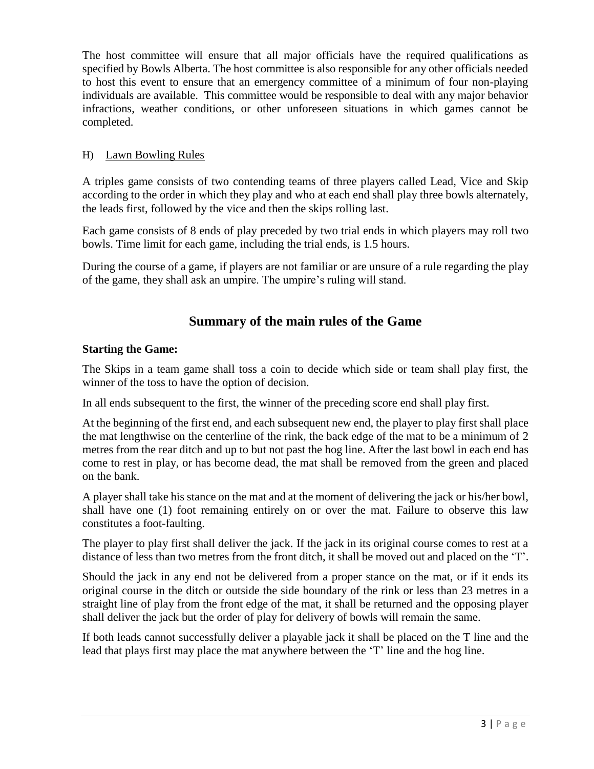The host committee will ensure that all major officials have the required qualifications as specified by Bowls Alberta. The host committee is also responsible for any other officials needed to host this event to ensure that an emergency committee of a minimum of four non-playing individuals are available. This committee would be responsible to deal with any major behavior infractions, weather conditions, or other unforeseen situations in which games cannot be completed.

### H) Lawn Bowling Rules

A triples game consists of two contending teams of three players called Lead, Vice and Skip according to the order in which they play and who at each end shall play three bowls alternately, the leads first, followed by the vice and then the skips rolling last.

Each game consists of 8 ends of play preceded by two trial ends in which players may roll two bowls. Time limit for each game, including the trial ends, is 1.5 hours.

During the course of a game, if players are not familiar or are unsure of a rule regarding the play of the game, they shall ask an umpire. The umpire's ruling will stand.

## Summary of the main rules of the Game

**Starting the Game:**

The Skips in a team game shall toss a coin to decide which side or team shall play first, the winner of the toss to have the option of decision.

In all ends subsequent to the first, the winner of the preceding score end shall play first.

At the beginning of the first end, and each subsequent new end, the player to play first shall place the mat lengthwise on the centerline of the rink, the back edge of the mat to be a minimum of 2 metres from the rear ditch and up to but not past the hog line. After the last bowl in each end has come to rest in play, or has become dead, the mat shall be removed from the green and placed on the bank.

A player shall take his stance on the mat and at the moment of delivering the jack or his/her bowl, shall have one (1) foot remaining entirely on or over the mat. Failure to observe this law constitutes a foot-faulting.

The player to play first shall deliver the jack. If the jack in its original course comes to rest at a distance of less than two metres from the front ditch, it shall be moved out and placed on the 'T'.

Should the jack in any end not be delivered from a proper stance on the mat, or if it ends its original course in the ditch or outside the side boundary of the rink or less than 23 metres in a straight line of play from the front edge of the mat, it shall be returned and the opposing player shall deliver the jack but the order of play for delivery of bowls will remain the same.

If both leads cannot successfully deliver a playable jack it shall be placed on the T line and the lead that plays first may place the mat anywhere between the 'T' line and the hog line.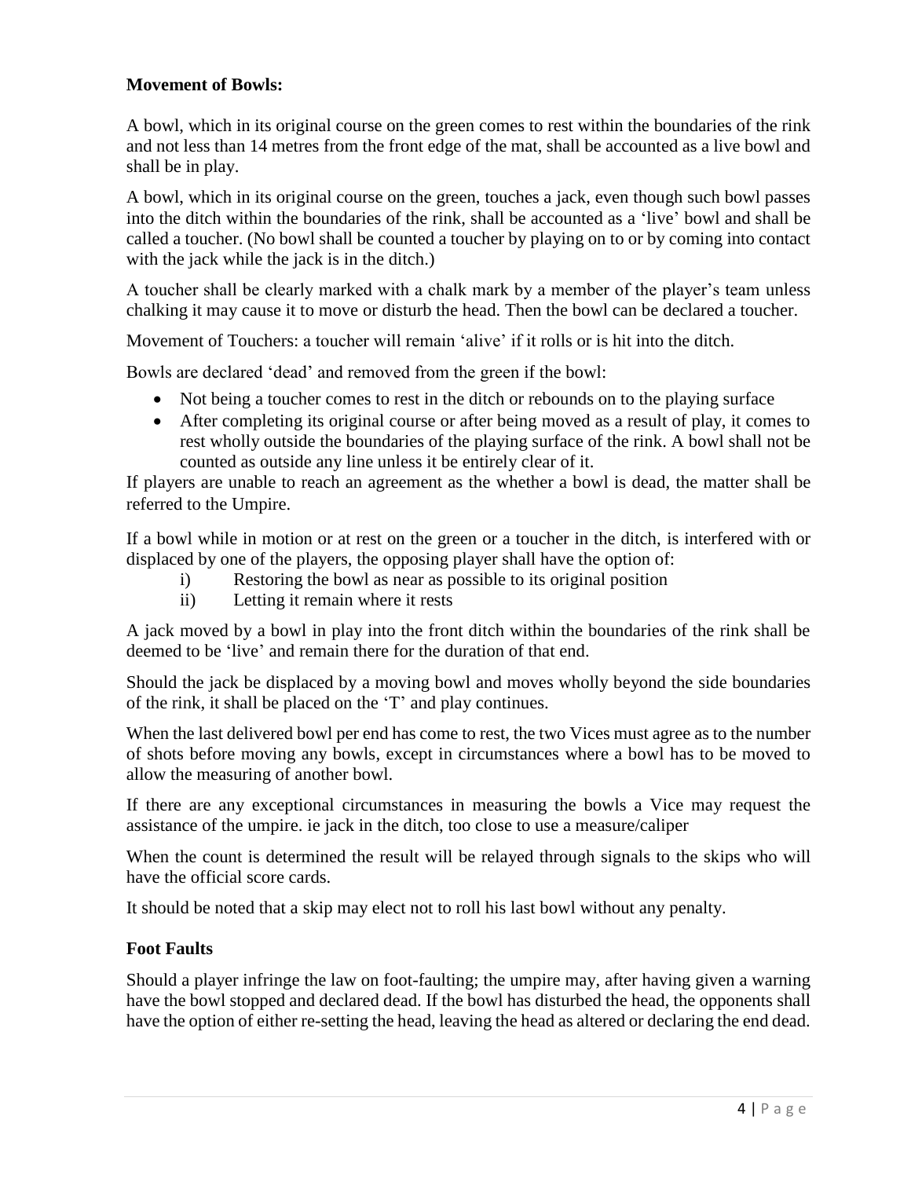**Movement of Bowls:**

A bowl, which in its original course on the green comes to rest within the boundaries of the rink and not less than 14 metres from the front edge of the mat, shall be accounted as a live bowl and shall be in play.

A bowl, which in its original course on the green, touches a jack, even though such bowl passes into the ditch within the boundaries of the rink, shall be accounted as a 'live' bowl and shall be called a toucher. (No bowl shall be counted a toucher by playing on to or by coming into contact with the jack while the jack is in the ditch.)

A toucher shall be clearly marked with a chalk mark by a member of the player's team unless chalking it may cause it to move or disturb the head. Then the bowl can be declared a toucher.

Movement of Touchers: a toucher will remain 'alive' if it rolls or is hit into the ditch.

Bowls are declared 'dead' and removed from the green if the bowl:

- Not being a toucher comes to rest in the ditch or rebounds on to the playing surface
- After completing its original course or after being moved as a result of play, it comes to rest wholly outside the boundaries of the playing surface of the rink. A bowl shall not be counted as outside any line unless it be entirely clear of it.

If players are unable to reach an agreement as the whether a bowl is dead, the matter shall be referred to the Umpire.

If a bowl while in motion or at rest on the green or a toucher in the ditch, is interfered with or displaced by one of the players, the opposing player shall have the option of:

i) Restoring the bowl as near as possible to its original position
ii) Letting it remain where it rests

A jack moved by a bowl in play into the front ditch within the boundaries of the rink shall be deemed to be 'live' and remain there for the duration of that end.

Should the jack be displaced by a moving bowl and moves wholly beyond the side boundaries of the rink, it shall be placed on the 'T' and play continues.

When the last delivered bowl per end has come to rest, the two Vices must agree as to the number of shots before moving any bowls, except in circumstances where a bowl has to be moved to allow the measuring of another bowl.

If there are any exceptional circumstances in measuring the bowls a Vice may request the assistance of the umpire. ie jack in the ditch, too close to use a measure/caliper

When the count is determined the result will be relayed through signals to the skips who will have the official score cards.

It should be noted that a skip may elect not to roll his last bowl without any penalty.

**Foot Faults**

Should a player infringe the law on foot-faulting; the umpire may, after having given a warning have the bowl stopped and declared dead. If the bowl has disturbed the head, the opponents shall have the option of either re-setting the head, leaving the head as altered or declaring the end dead.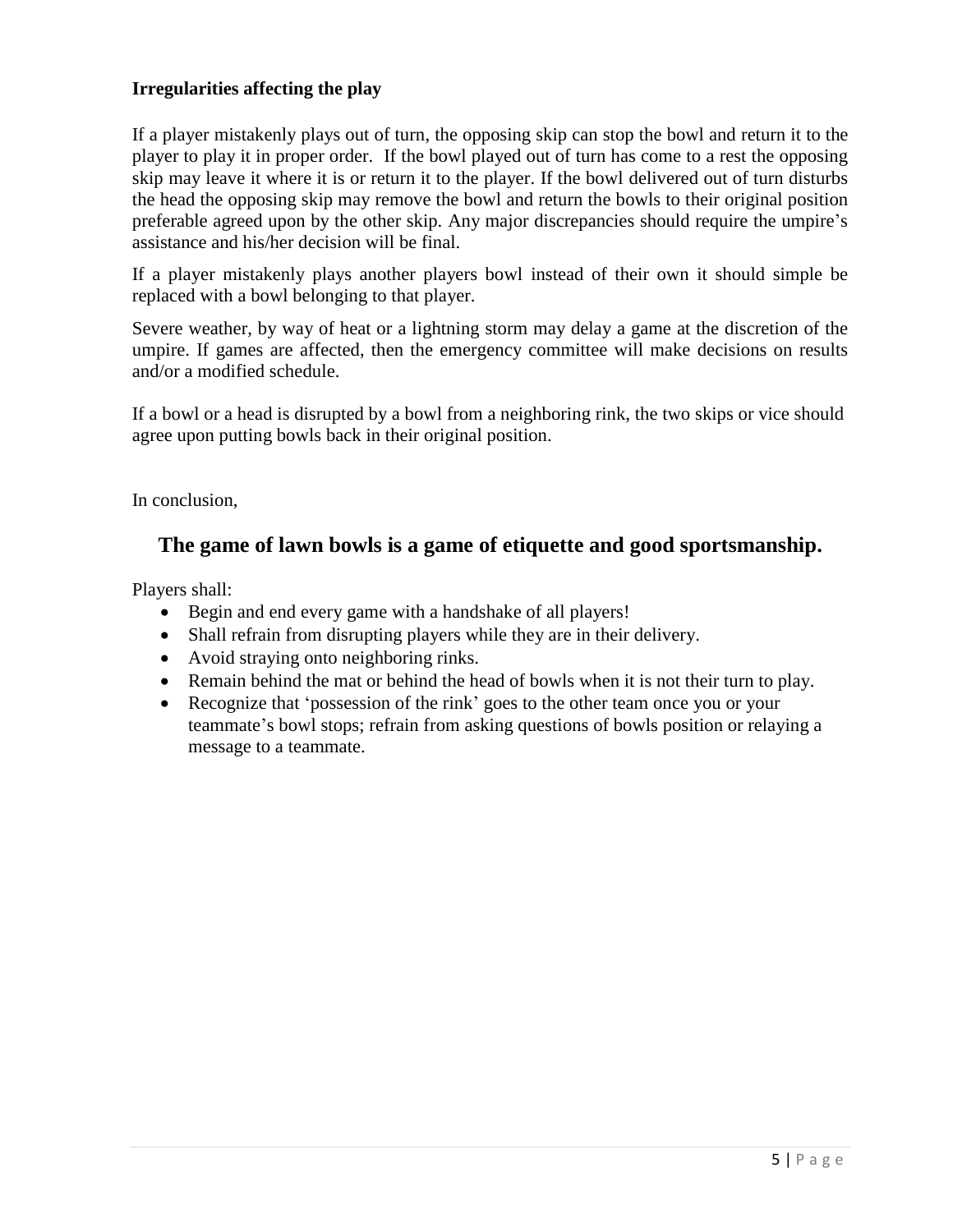**Irregularities affecting the play**

If a player mistakenly plays out of turn, the opposing skip can stop the bowl and return it to the player to play it in proper order. If the bowl played out of turn has come to a rest the opposing skip may leave it where it is or return it to the player. If the bowl delivered out of turn disturbs the head the opposing skip may remove the bowl and return the bowls to their original position preferable agreed upon by the other skip. Any major discrepancies should require the umpire's assistance and his/her decision will be final.

If a player mistakenly plays another players bowl instead of their own it should simple be replaced with a bowl belonging to that player.

Severe weather, by way of heat or a lightning storm may delay a game at the discretion of the umpire. If games are affected, then the emergency committee will make decisions on results and/or a modified schedule.

If a bowl or a head is disrupted by a bowl from a neighboring rink, the two skips or vice should agree upon putting bowls back in their original position.

In conclusion,

## The game of lawn bowls is a game of etiquette and good sportsmanship.

Players shall:

- Begin and end every game with a handshake of all players!
- Shall refrain from disrupting players while they are in their delivery.
- Avoid straying onto neighboring rinks.
- Remain behind the mat or behind the head of bowls when it is not their turn to play.
- Recognize that 'possession of the rink' goes to the other team once you or your teammate's bowl stops; refrain from asking questions of bowls position or relaying a message to a teammate.